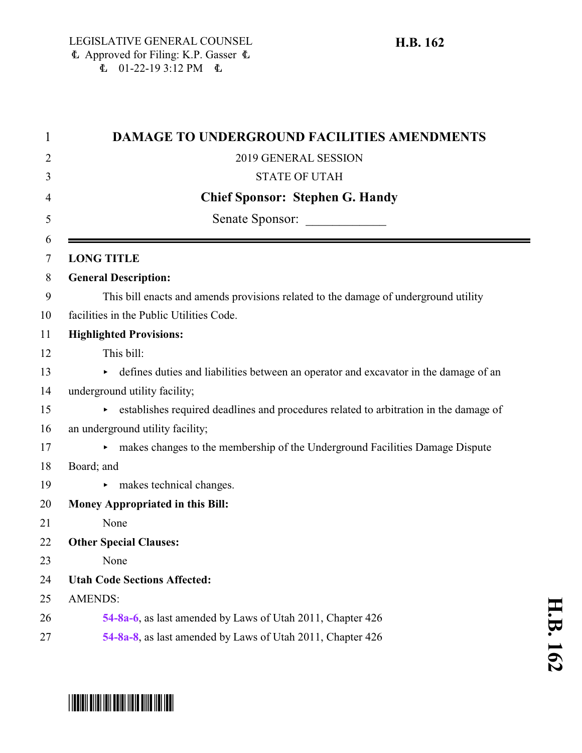LEGISLATIVE GENERAL COUNSEL
Ł Approved for Filing: K.P. Gasser Ł
Ł 01-22-19 3:12 PM Ł

**H.B. 162**

# DAMAGE TO UNDERGROUND FACILITIES AMENDMENTS

2019 GENERAL SESSION

STATE OF UTAH

**Chief Sponsor: Stephen G. Handy**

Senate Sponsor: ____________

---

**LONG TITLE**

**General Description:**

This bill enacts and amends provisions related to the damage of underground utility facilities in the Public Utilities Code.

**Highlighted Provisions:**

This bill:

- defines duties and liabilities between an operator and excavator in the damage of an underground utility facility;
- establishes required deadlines and procedures related to arbitration in the damage of an underground utility facility;
- makes changes to the membership of the Underground Facilities Damage Dispute Board; and
- makes technical changes.

**Money Appropriated in this Bill:**

None

**Other Special Clauses:**

None

**Utah Code Sections Affected:**

AMENDS:

**54-8a-6**, as last amended by Laws of Utah 2011, Chapter 426

**54-8a-8**, as last amended by Laws of Utah 2011, Chapter 426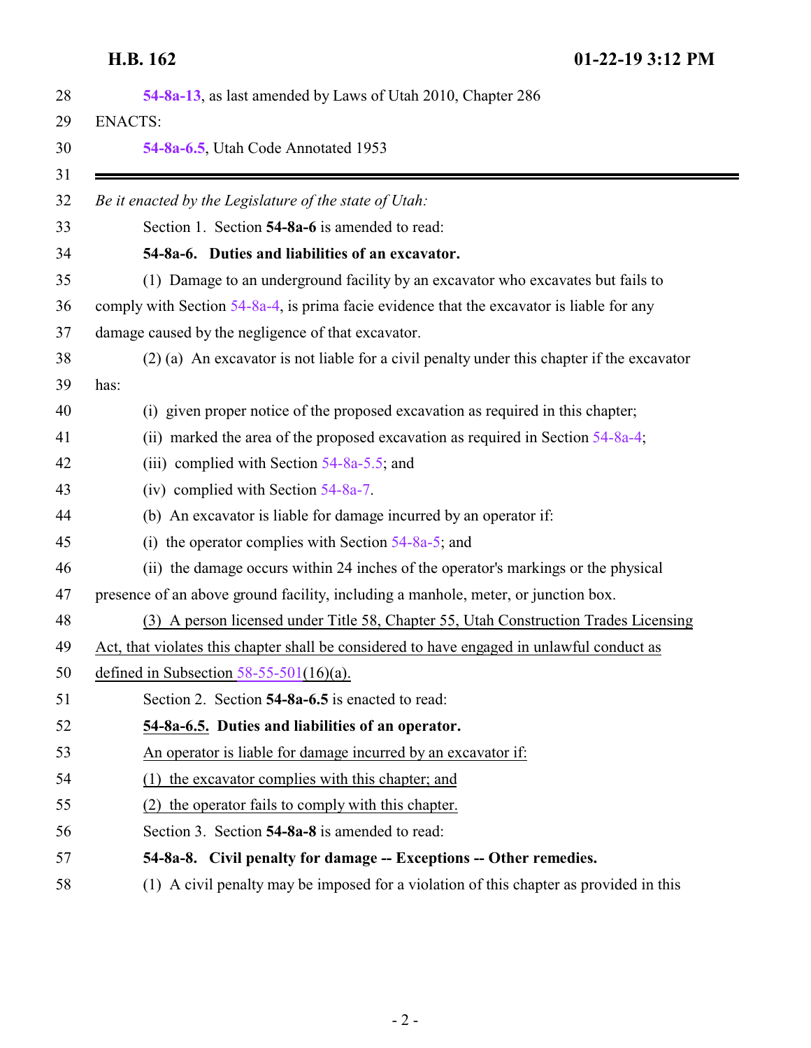54-8a-13, as last amended by Laws of Utah 2010, Chapter 286

ENACTS:

54-8a-6.5, Utah Code Annotated 1953

---

*Be it enacted by the Legislature of the state of Utah:*

Section 1. Section **54-8a-6** is amended to read:

**54-8a-6. Duties and liabilities of an excavator.**

(1) Damage to an underground facility by an excavator who excavates but fails to comply with Section 54-8a-4, is prima facie evidence that the excavator is liable for any damage caused by the negligence of that excavator.

(2) (a) An excavator is not liable for a civil penalty under this chapter if the excavator has:

(i) given proper notice of the proposed excavation as required in this chapter;

(ii) marked the area of the proposed excavation as required in Section 54-8a-4;

(iii) complied with Section 54-8a-5.5; and

(iv) complied with Section 54-8a-7.

(b) An excavator is liable for damage incurred by an operator if:

(i) the operator complies with Section 54-8a-5; and

(ii) the damage occurs within 24 inches of the operator's markings or the physical presence of an above ground facility, including a manhole, meter, or junction box.

(3) A person licensed under Title 58, Chapter 55, Utah Construction Trades Licensing Act, that violates this chapter shall be considered to have engaged in unlawful conduct as defined in Subsection 58-55-501(16)(a).

Section 2. Section **54-8a-6.5** is enacted to read:

**54-8a-6.5. Duties and liabilities of an operator.**

An operator is liable for damage incurred by an excavator if:

(1) the excavator complies with this chapter; and

(2) the operator fails to comply with this chapter.

Section 3. Section **54-8a-8** is amended to read:

**54-8a-8. Civil penalty for damage -- Exceptions -- Other remedies.**

(1) A civil penalty may be imposed for a violation of this chapter as provided in this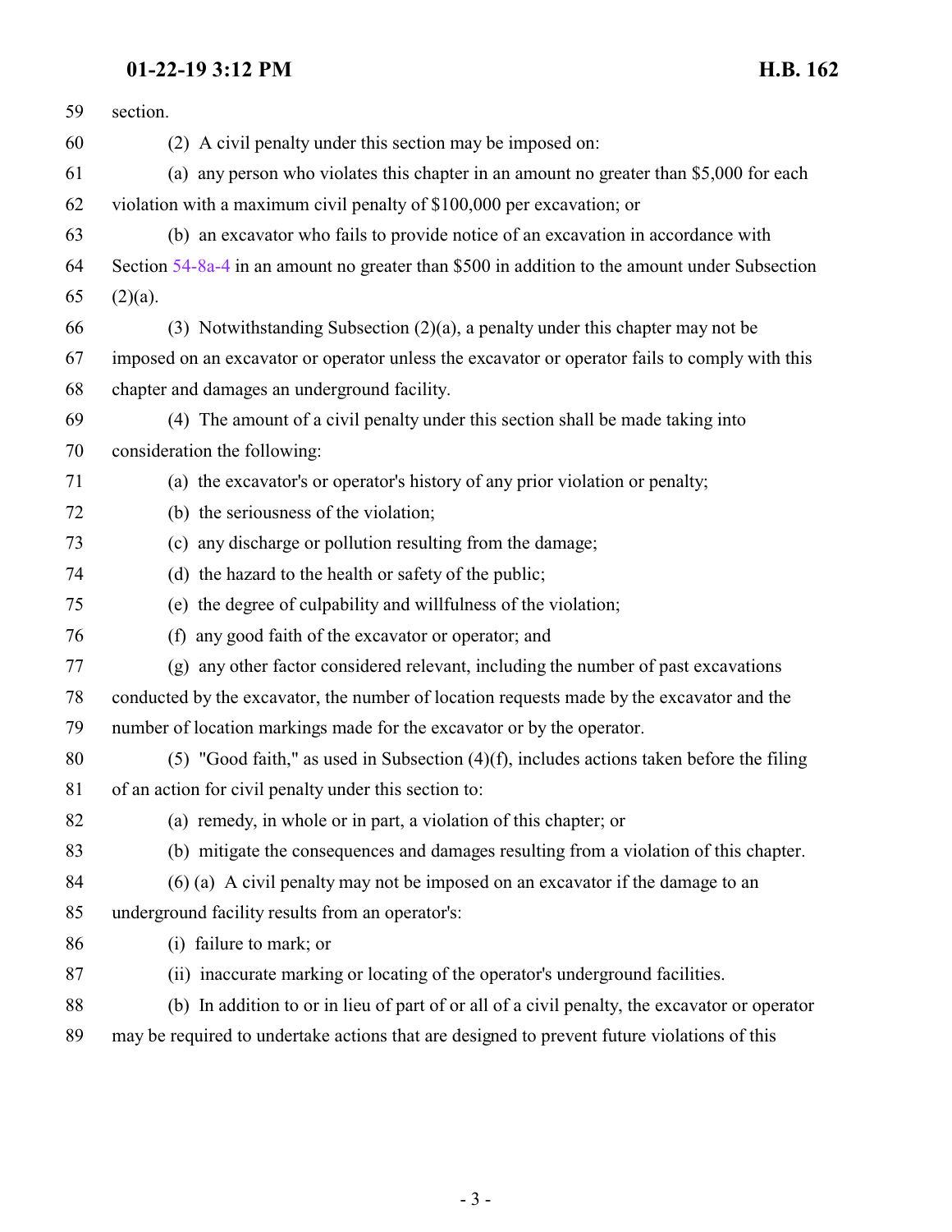section.

(2) A civil penalty under this section may be imposed on:

(a) any person who violates this chapter in an amount no greater than $5,000 for each violation with a maximum civil penalty of $100,000 per excavation; or

(b) an excavator who fails to provide notice of an excavation in accordance with Section 54-8a-4 in an amount no greater than $500 in addition to the amount under Subsection (2)(a).

(3) Notwithstanding Subsection (2)(a), a penalty under this chapter may not be imposed on an excavator or operator unless the excavator or operator fails to comply with this chapter and damages an underground facility.

(4) The amount of a civil penalty under this section shall be made taking into consideration the following:

(a) the excavator's or operator's history of any prior violation or penalty;

(b) the seriousness of the violation;

(c) any discharge or pollution resulting from the damage;

(d) the hazard to the health or safety of the public;

(e) the degree of culpability and willfulness of the violation;

(f) any good faith of the excavator or operator; and

(g) any other factor considered relevant, including the number of past excavations conducted by the excavator, the number of location requests made by the excavator and the number of location markings made for the excavator or by the operator.

(5) "Good faith," as used in Subsection (4)(f), includes actions taken before the filing of an action for civil penalty under this section to:

(a) remedy, in whole or in part, a violation of this chapter; or

(b) mitigate the consequences and damages resulting from a violation of this chapter.

(6) (a) A civil penalty may not be imposed on an excavator if the damage to an underground facility results from an operator's:

(i) failure to mark; or

(ii) inaccurate marking or locating of the operator's underground facilities.

(b) In addition to or in lieu of part of or all of a civil penalty, the excavator or operator may be required to undertake actions that are designed to prevent future violations of this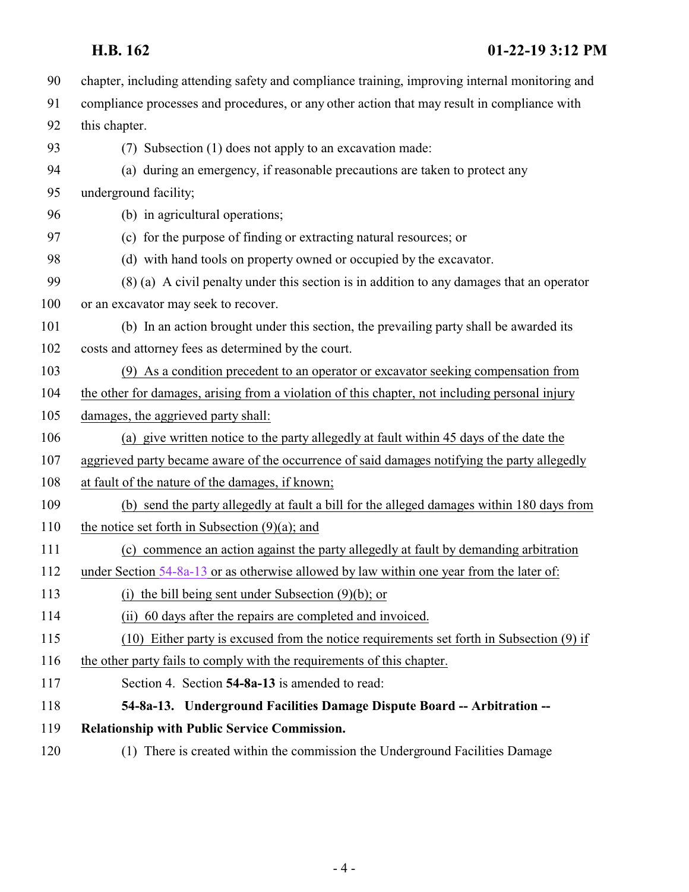chapter, including attending safety and compliance training, improving internal monitoring and compliance processes and procedures, or any other action that may result in compliance with this chapter.

(7) Subsection (1) does not apply to an excavation made:

(a) during an emergency, if reasonable precautions are taken to protect any underground facility;

(b) in agricultural operations;

(c) for the purpose of finding or extracting natural resources; or

(d) with hand tools on property owned or occupied by the excavator.

(8) (a) A civil penalty under this section is in addition to any damages that an operator or an excavator may seek to recover.

(b) In an action brought under this section, the prevailing party shall be awarded its costs and attorney fees as determined by the court.

<u>(9) As a condition precedent to an operator or excavator seeking compensation from the other for damages, arising from a violation of this chapter, not including personal injury damages, the aggrieved party shall:</u>

<u>(a) give written notice to the party allegedly at fault within 45 days of the date the aggrieved party became aware of the occurrence of said damages notifying the party allegedly at fault of the nature of the damages, if known;</u>

<u>(b) send the party allegedly at fault a bill for the alleged damages within 180 days from the notice set forth in Subsection (9)(a); and</u>

<u>(c) commence an action against the party allegedly at fault by demanding arbitration under Section 54-8a-13 or as otherwise allowed by law within one year from the later of:</u>

<u>(i) the bill being sent under Subsection (9)(b); or</u>

<u>(ii) 60 days after the repairs are completed and invoiced.</u>

<u>(10) Either party is excused from the notice requirements set forth in Subsection (9) if the other party fails to comply with the requirements of this chapter.</u>

Section 4. Section **54-8a-13** is amended to read:

**54-8a-13. Underground Facilities Damage Dispute Board -- Arbitration -- Relationship with Public Service Commission.**

(1) There is created within the commission the Underground Facilities Damage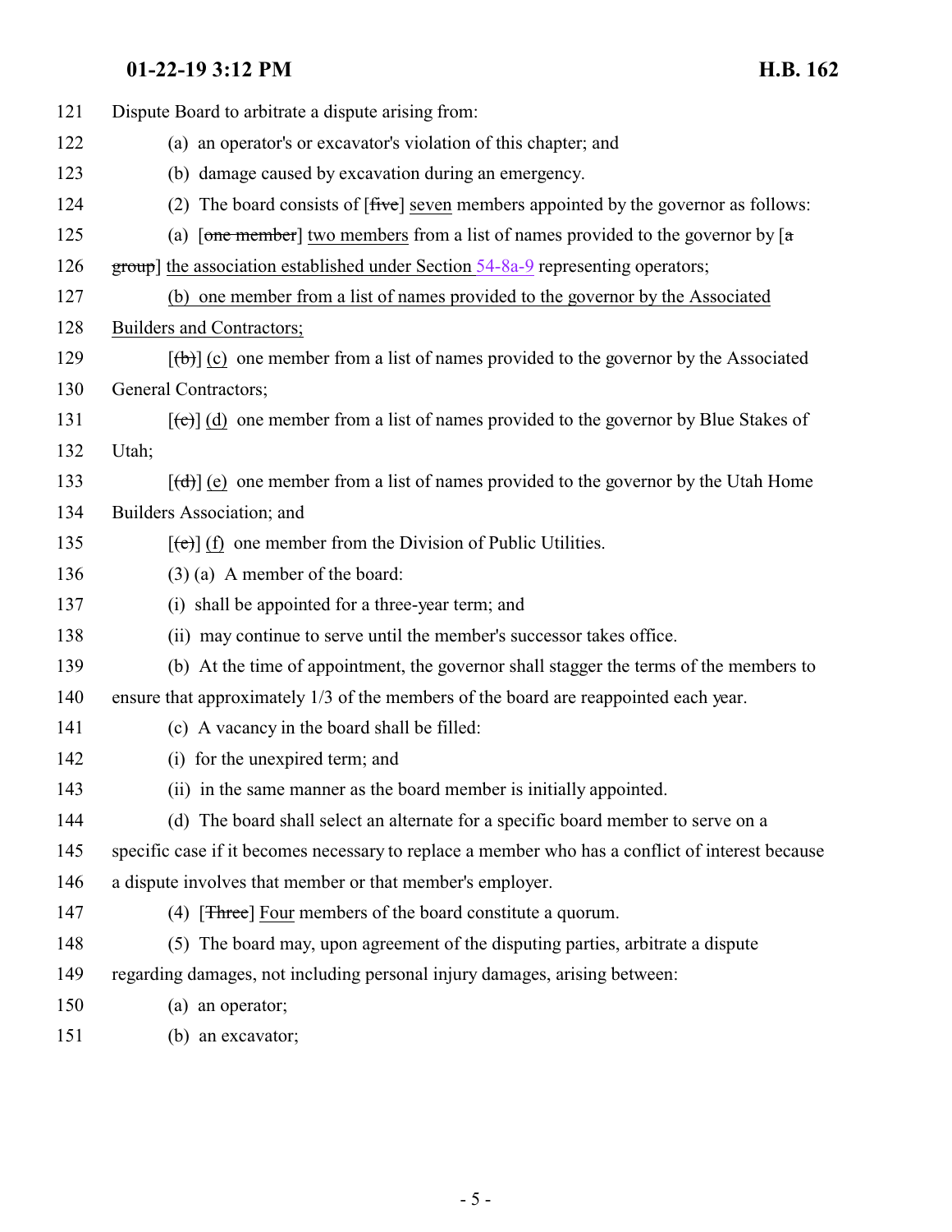121 Dispute Board to arbitrate a dispute arising from:

122 (a) an operator's or excavator's violation of this chapter; and

123 (b) damage caused by excavation during an emergency.

124 (2) The board consists of [~~five~~] <u>seven</u> members appointed by the governor as follows:

125 (a) [~~one member~~] <u>two members</u> from a list of names provided to the governor by [~~a~~

126 ~~group~~] <u>the association established under Section 54-8a-9</u> representing operators;

127 <u>(b) one member from a list of names provided to the governor by the Associated</u>

128 <u>Builders and Contractors;</u>

129 [~~(b)~~] <u>(c)</u> one member from a list of names provided to the governor by the Associated

130 General Contractors;

131 [~~(c)~~] <u>(d)</u> one member from a list of names provided to the governor by Blue Stakes of

132 Utah;

133 [~~(d)~~] <u>(e)</u> one member from a list of names provided to the governor by the Utah Home

134 Builders Association; and

135 [~~(e)~~] <u>(f)</u> one member from the Division of Public Utilities.

136 (3) (a) A member of the board:

137 (i) shall be appointed for a three-year term; and

138 (ii) may continue to serve until the member's successor takes office.

139 (b) At the time of appointment, the governor shall stagger the terms of the members to

140 ensure that approximately 1/3 of the members of the board are reappointed each year.

141 (c) A vacancy in the board shall be filled:

142 (i) for the unexpired term; and

143 (ii) in the same manner as the board member is initially appointed.

144 (d) The board shall select an alternate for a specific board member to serve on a

145 specific case if it becomes necessary to replace a member who has a conflict of interest because

146 a dispute involves that member or that member's employer.

147 (4) [~~Three~~] <u>Four</u> members of the board constitute a quorum.

148 (5) The board may, upon agreement of the disputing parties, arbitrate a dispute

149 regarding damages, not including personal injury damages, arising between:

150 (a) an operator;

151 (b) an excavator;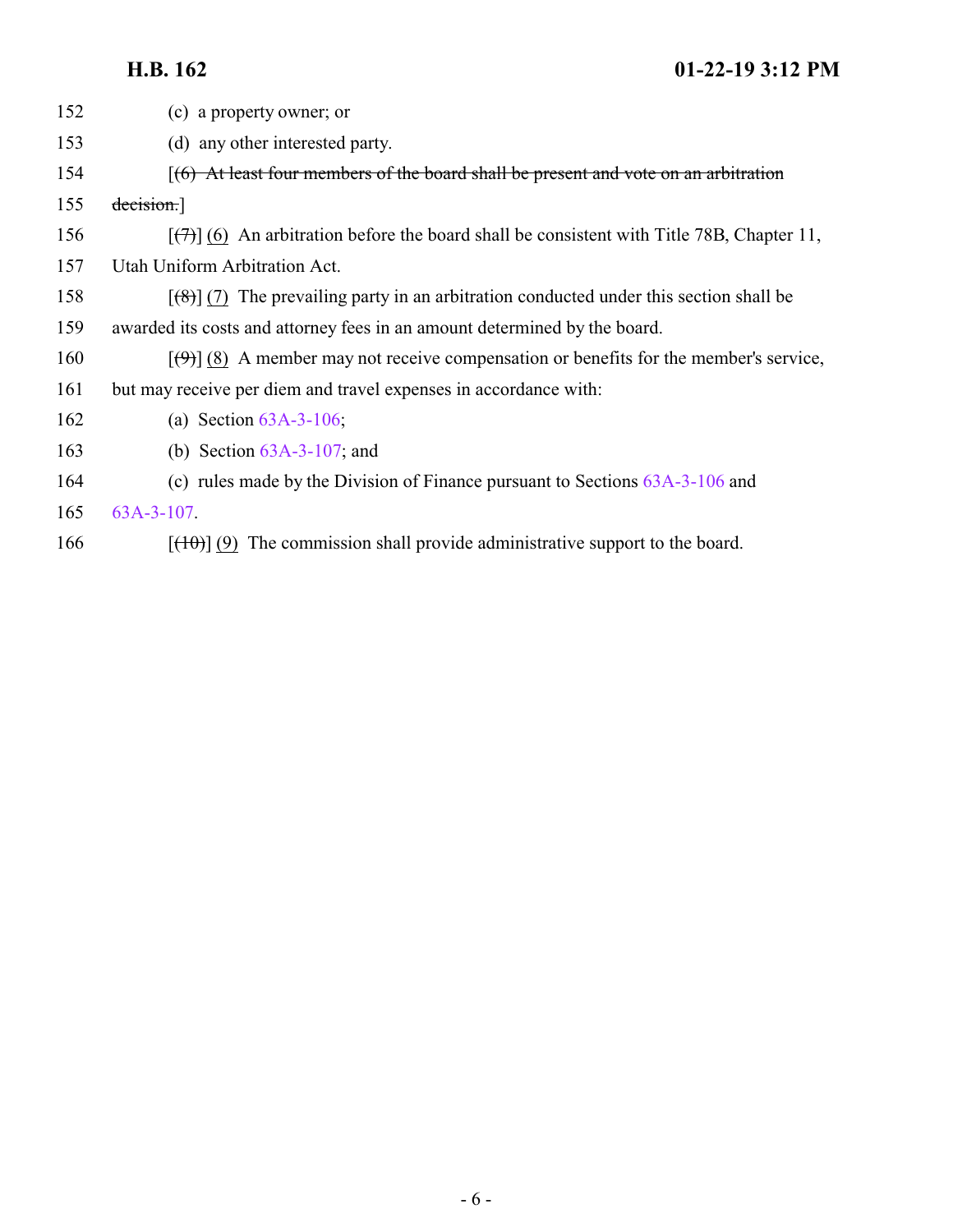152 (c) a property owner; or

153 (d) any other interested party.

154 [~~(6) At least four members of the board shall be present and vote on an arbitration~~

155 ~~decision.~~]

156 [~~(7)~~] <u>(6)</u> An arbitration before the board shall be consistent with Title 78B, Chapter 11,

157 Utah Uniform Arbitration Act.

158 [~~(8)~~] <u>(7)</u> The prevailing party in an arbitration conducted under this section shall be

159 awarded its costs and attorney fees in an amount determined by the board.

160 [~~(9)~~] <u>(8)</u> A member may not receive compensation or benefits for the member's service,

161 but may receive per diem and travel expenses in accordance with:

162 (a) Section 63A-3-106;

163 (b) Section 63A-3-107; and

164 (c) rules made by the Division of Finance pursuant to Sections 63A-3-106 and

165 63A-3-107.

166 [~~(10)~~] <u>(9)</u> The commission shall provide administrative support to the board.